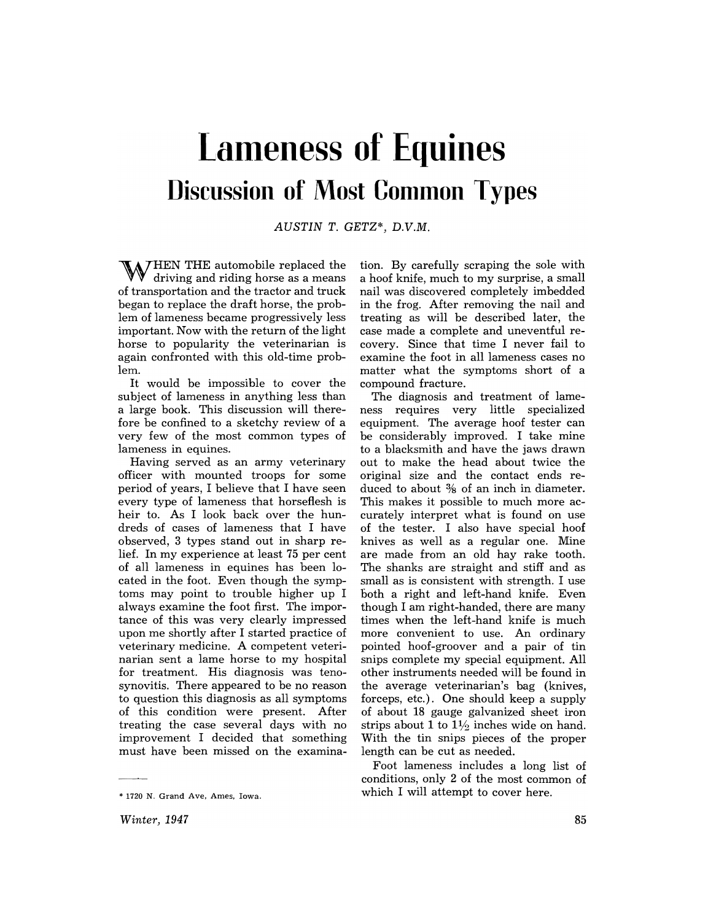# Lameness of Equines

## Discussion of Most Common Types

*AUSTIN T. GETZ\*, D.V.M.*

WHEN THE automobile replaced the driving and riding horse as a means of transportation and the tractor and truck began to replace the draft horse, the problem of lameness became progressively less important. Now with the return of the light horse to popularity the veterinarian is again confronted with this old-time problem.

It would be impossible to cover the subject of lameness in anything less than a large book. This discussion will therefore be confined to a sketchy review of a very few of the most common types of lameness in equines.

Having served as an army veterinary officer with mounted troops for some period of years, I believe that I have seen every type of lameness that horseflesh is heir to. As I look back over the hundreds of cases of lameness that I have observed, 3 types stand out in sharp relief. In my experience at least 75 per cent of all lameness in equines has been located in the foot. Even though the symptoms may point to trouble higher up I always examine the foot first. The importance of this was very clearly impressed upon me shortly after I started practice of veterinary medicine. A competent veterinarian sent a lame horse to my hospital for treatment. His diagnosis was tenosynovitis. There appeared to be no reason to question this diagnosis as all symptoms of this condition were present. After treating the case several days with no improvement I decided that something must have been missed on the examination. By carefully scraping the sole with a hoof knife, much to my surprise, a small nail was discovered completely imbedded in the frog. After removing the nail and treating as will be described later, the case made a complete and uneventful recovery. Since that time I never fail to examine the foot in all lameness cases no matter what the symptoms short of a compound fracture.

The diagnosis and treatment of lameness requires very little specialized equipment. The average hoof tester can be considerably improved. I take mine to a blacksmith and have the jaws drawn out to make the head about twice the original size and the contact ends reduced to about 3/8 of an inch in diameter. This makes it possible to much more accurately interpret what is found on use of the tester. I also have special hoof knives as well as a regular one. Mine are made from an old hay rake tooth. The shanks are straight and stiff and as small as is consistent with strength. I use both a right and left-hand knife. Even though I am right-handed, there are many times when the left-hand knife is much more convenient to use. An ordinary pointed hoof-groover and a pair of tin snips complete my special equipment. All other instruments needed will be found in the average veterinarian's bag (knives, forceps, etc.). One should keep a supply of about 18 gauge galvanized sheet iron strips about 1 to 1½ inches wide on hand. With the tin snips pieces of the proper length can be cut as needed.

Foot lameness includes a long list of conditions, only 2 of the most common of which I will attempt to cover here.

---

\* 1720 N. Grand Ave, Ames, Iowa.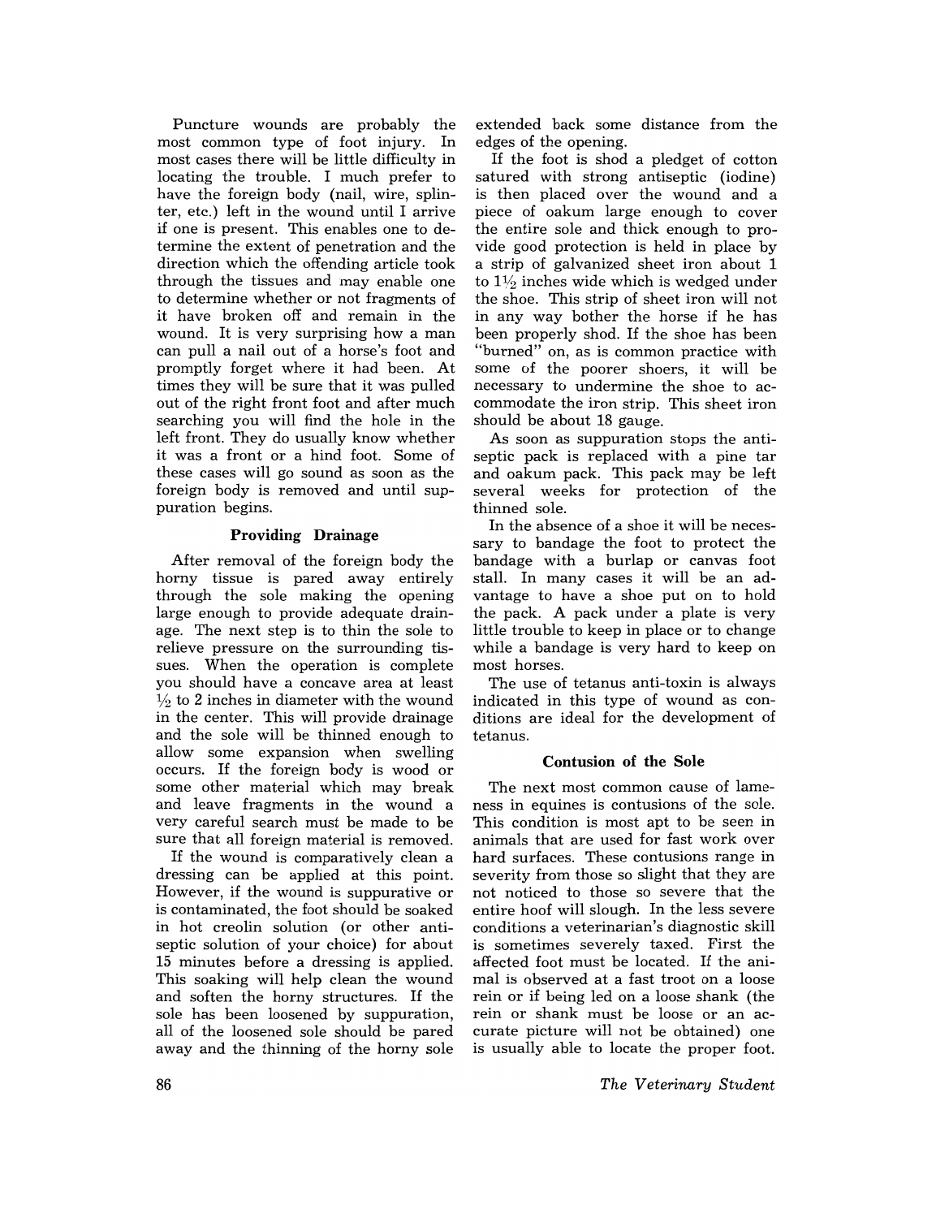Puncture wounds are probably the most common type of foot injury. In most cases there will be little difficulty in locating the trouble. I much prefer to have the foreign body (nail, wire, splinter, etc.) left in the wound until I arrive if one is present. This enables one to determine the extent of penetration and the direction which the offending article took through the tissues and may enable one to determine whether or not fragments of it have broken off and remain in the wound. It is very surprising how a man can pull a nail out of a horse's foot and promptly forget where it had been. At times they will be sure that it was pulled out of the right front foot and after much searching you will find the hole in the left front. They do usually know whether it was a front or a hind foot. Some of these cases will go sound as soon as the foreign body is removed and until suppuration begins.

### Providing Drainage

After removal of the foreign body the horny tissue is pared away entirely through the sole making the opening large enough to provide adequate drainage. The next step is to thin the sole to relieve pressure on the surrounding tissues. When the operation is complete you should have a concave area at least ½ to 2 inches in diameter with the wound in the center. This will provide drainage and the sole will be thinned enough to allow some expansion when swelling occurs. If the foreign body is wood or some other material which may break and leave fragments in the wound a very careful search must be made to be sure that all foreign material is removed.

If the wound is comparatively clean a dressing can be applied at this point. However, if the wound is suppurative or is contaminated, the foot should be soaked in hot creolin solution (or other antiseptic solution of your choice) for about 15 minutes before a dressing is applied. This soaking will help clean the wound and soften the horny structures. If the sole has been loosened by suppuration, all of the loosened sole should be pared away and the thinning of the horny sole extended back some distance from the edges of the opening.

If the foot is shod a pledget of cotton satured with strong antiseptic (iodine) is then placed over the wound and a piece of oakum large enough to cover the entire sole and thick enough to provide good protection is held in place by a strip of galvanized sheet iron about 1 to 1½ inches wide which is wedged under the shoe. This strip of sheet iron will not in any way bother the horse if he has been properly shod. If the shoe has been "burned" on, as is common practice with some of the poorer shoers, it will be necessary to undermine the shoe to accommodate the iron strip. This sheet iron should be about 18 gauge.

As soon as suppuration stops the antiseptic pack is replaced with a pine tar and oakum pack. This pack may be left several weeks for protection of the thinned sole.

In the absence of a shoe it will be necessary to bandage the foot to protect the bandage with a burlap or canvas foot stall. In many cases it will be an advantage to have a shoe put on to hold the pack. A pack under a plate is very little trouble to keep in place or to change while a bandage is very hard to keep on most horses.

The use of tetanus anti-toxin is always indicated in this type of wound as conditions are ideal for the development of tetanus.

### Contusion of the Sole

The next most common cause of lameness in equines is contusions of the sole. This condition is most apt to be seen in animals that are used for fast work over hard surfaces. These contusions range in severity from those so slight that they are not noticed to those so severe that the entire hoof will slough. In the less severe conditions a veterinarian's diagnostic skill is sometimes severely taxed. First the affected foot must be located. If the animal is observed at a fast troot on a loose rein or if being led on a loose shank (the rein or shank must be loose or an accurate picture will not be obtained) one is usually able to locate the proper foot.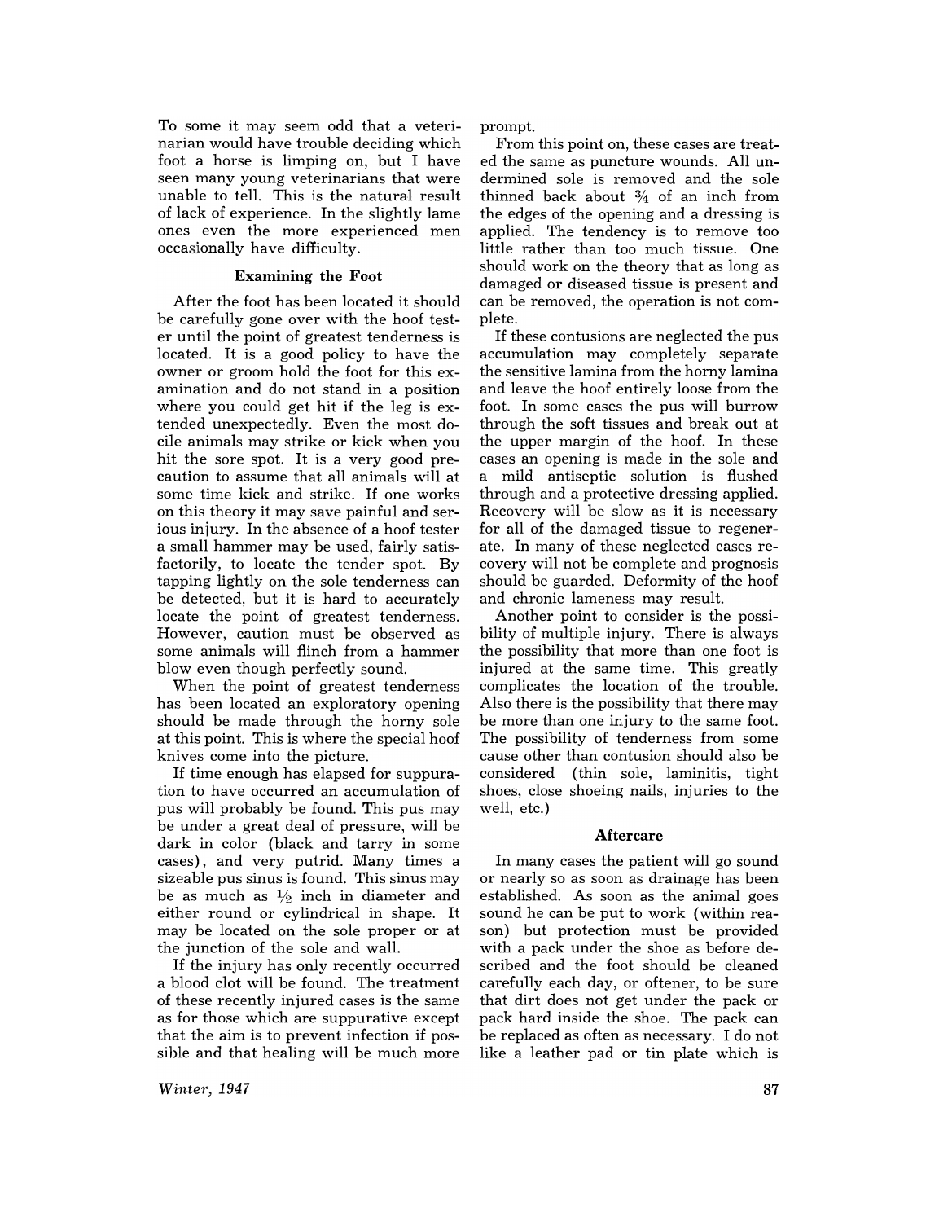To some it may seem odd that a veterinarian would have trouble deciding which foot a horse is limping on, but I have seen many young veterinarians that were unable to tell. This is the natural result of lack of experience. In the slightly lame ones even the more experienced men occasionally have difficulty.

### Examining the Foot

After the foot has been located it should be carefully gone over with the hoof tester until the point of greatest tenderness is located. It is a good policy to have the owner or groom hold the foot for this examination and do not stand in a position where you could get hit if the leg is extended unexpectedly. Even the most docile animals may strike or kick when you hit the sore spot. It is a very good precaution to assume that all animals will at some time kick and strike. If one works on this theory it may save painful and serious injury. In the absence of a hoof tester a small hammer may be used, fairly satisfactorily, to locate the tender spot. By tapping lightly on the sole tenderness can be detected, but it is hard to accurately locate the point of greatest tenderness. However, caution must be observed as some animals will flinch from a hammer blow even though perfectly sound.

When the point of greatest tenderness has been located an exploratory opening should be made through the horny sole at this point. This is where the special hoof knives come into the picture.

If time enough has elapsed for suppuration to have occurred an accumulation of pus will probably be found. This pus may be under a great deal of pressure, will be dark in color (black and tarry in some cases), and very putrid. Many times a sizeable pus sinus is found. This sinus may be as much as ½ inch in diameter and either round or cylindrical in shape. It may be located on the sole proper or at the junction of the sole and wall.

If the injury has only recently occurred a blood clot will be found. The treatment of these recently injured cases is the same as for those which are suppurative except that the aim is to prevent infection if possible and that healing will be much more prompt.

From this point on, these cases are treated the same as puncture wounds. All undermined sole is removed and the sole thinned back about ¾ of an inch from the edges of the opening and a dressing is applied. The tendency is to remove too little rather than too much tissue. One should work on the theory that as long as damaged or diseased tissue is present and can be removed, the operation is not complete.

If these contusions are neglected the pus accumulation may completely separate the sensitive lamina from the horny lamina and leave the hoof entirely loose from the foot. In some cases the pus will burrow through the soft tissues and break out at the upper margin of the hoof. In these cases an opening is made in the sole and a mild antiseptic solution is flushed through and a protective dressing applied. Recovery will be slow as it is necessary for all of the damaged tissue to regenerate. In many of these neglected cases recovery will not be complete and prognosis should be guarded. Deformity of the hoof and chronic lameness may result.

Another point to consider is the possibility of multiple injury. There is always the possibility that more than one foot is injured at the same time. This greatly complicates the location of the trouble. Also there is the possibility that there may be more than one injury to the same foot. The possibility of tenderness from some cause other than contusion should also be considered (thin sole, laminitis, tight shoes, close shoeing nails, injuries to the well, etc.)

### Aftercare

In many cases the patient will go sound or nearly so as soon as drainage has been established. As soon as the animal goes sound he can be put to work (within reason) but protection must be provided with a pack under the shoe as before described and the foot should be cleaned carefully each day, or oftener, to be sure that dirt does not get under the pack or pack hard inside the shoe. The pack can be replaced as often as necessary. I do not like a leather pad or tin plate which is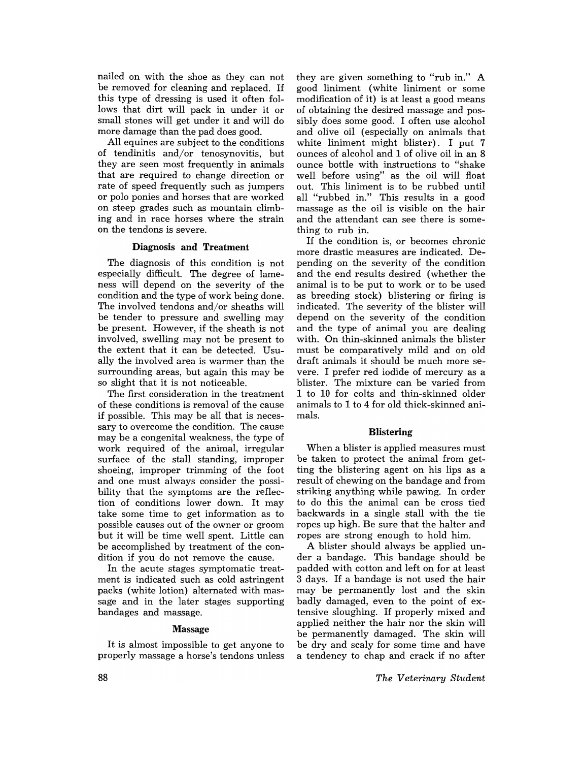nailed on with the shoe as they can not be removed for cleaning and replaced. If this type of dressing is used it often follows that dirt will pack in under it or small stones will get under it and will do more damage than the pad does good.

All equines are subject to the conditions of tendinitis and/or tenosynovitis, but they are seen most frequently in animals that are required to change direction or rate of speed frequently such as jumpers or polo ponies and horses that are worked on steep grades such as mountain climbing and in race horses where the strain on the tendons is severe.

### Diagnosis and Treatment

The diagnosis of this condition is not especially difficult. The degree of lameness will depend on the severity of the condition and the type of work being done. The involved tendons and/or sheaths will be tender to pressure and swelling may be present. However, if the sheath is not involved, swelling may not be present to the extent that it can be detected. Usually the involved area is warmer than the surrounding areas, but again this may be so slight that it is not noticeable.

The first consideration in the treatment of these conditions is removal of the cause if possible. This may be all that is necessary to overcome the condition. The cause may be a congenital weakness, the type of work required of the animal, irregular surface of the stall standing, improper shoeing, improper trimming of the foot and one must always consider the possibility that the symptoms are the reflection of conditions lower down. It may take some time to get information as to possible causes out of the owner or groom but it will be time well spent. Little can be accomplished by treatment of the condition if you do not remove the cause.

In the acute stages symptomatic treatment is indicated such as cold astringent packs (white lotion) alternated with massage and in the later stages supporting bandages and massage.

### Massage

It is almost impossible to get anyone to properly massage a horse's tendons unless they are given something to "rub in." A good liniment (white liniment or some modification of it) is at least a good means of obtaining the desired massage and possibly does some good. I often use alcohol and olive oil (especially on animals that white liniment might blister). I put 7 ounces of alcohol and 1 of olive oil in an 8 ounce bottle with instructions to "shake well before using" as the oil will float out. This liniment is to be rubbed until all "rubbed in." This results in a good massage as the oil is visible on the hair and the attendant can see there is something to rub in.

If the condition is, or becomes chronic more drastic measures are indicated. Depending on the severity of the condition and the end results desired (whether the animal is to be put to work or to be used as breeding stock) blistering or firing is indicated. The severity of the blister will depend on the severity of the condition and the type of animal you are dealing with. On thin-skinned animals the blister must be comparatively mild and on old draft animals it should be much more severe. I prefer red iodide of mercury as a blister. The mixture can be varied from 1 to 10 for colts and thin-skinned older animals to 1 to 4 for old thick-skinned animals.

### Blistering

When a blister is applied measures must be taken to protect the animal from getting the blistering agent on his lips as a result of chewing on the bandage and from striking anything while pawing. In order to do this the animal can be cross tied backwards in a single stall with the tie ropes up high. Be sure that the halter and ropes are strong enough to hold him.

A blister should always be applied under a bandage. This bandage should be padded with cotton and left on for at least 3 days. If a bandage is not used the hair may be permanently lost and the skin badly damaged, even to the point of extensive sloughing. If properly mixed and applied neither the hair nor the skin will be permanently damaged. The skin will be dry and scaly for some time and have a tendency to chap and crack if no after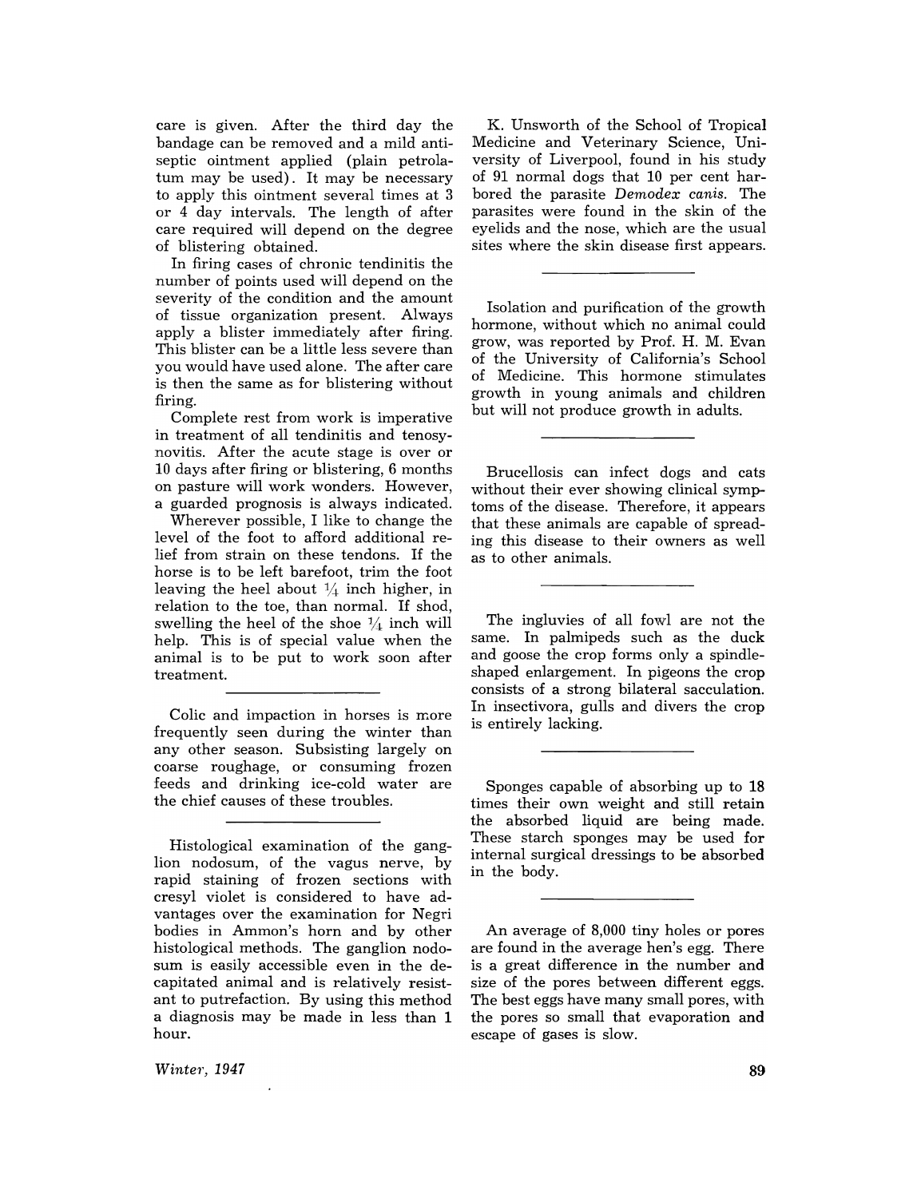care is given. After the third day the bandage can be removed and a mild antiseptic ointment applied (plain petrolatum may be used). It may be necessary to apply this ointment several times at 3 or 4 day intervals. The length of after care required will depend on the degree of blistering obtained.

In firing cases of chronic tendinitis the number of points used will depend on the severity of the condition and the amount of tissue organization present. Always apply a blister immediately after firing. This blister can be a little less severe than you would have used alone. The after care is then the same as for blistering without firing.

Complete rest from work is imperative in treatment of all tendinitis and tenosynovitis. After the acute stage is over or 10 days after firing or blistering, 6 months on pasture will work wonders. However, a guarded prognosis is always indicated.

Wherever possible, I like to change the level of the foot to afford additional relief from strain on these tendons. If the horse is to be left barefoot, trim the foot leaving the heel about 1/4 inch higher, in relation to the toe, than normal. If shod, swelling the heel of the shoe 1/4 inch will help. This is of special value when the animal is to be put to work soon after treatment.

---

Colic and impaction in horses is more frequently seen during the winter than any other season. Subsisting largely on coarse roughage, or consuming frozen feeds and drinking ice-cold water are the chief causes of these troubles.

---

Histological examination of the ganglion nodosum, of the vagus nerve, by rapid staining of frozen sections with cresyl violet is considered to have advantages over the examination for Negri bodies in Ammon's horn and by other histological methods. The ganglion nodosum is easily accessible even in the decapitated animal and is relatively resistant to putrefaction. By using this method a diagnosis may be made in less than 1 hour.

---

K. Unsworth of the School of Tropical Medicine and Veterinary Science, University of Liverpool, found in his study of 91 normal dogs that 10 per cent harbored the parasite *Demodex canis*. The parasites were found in the skin of the eyelids and the nose, which are the usual sites where the skin disease first appears.

---

Isolation and purification of the growth hormone, without which no animal could grow, was reported by Prof. H. M. Evan of the University of California's School of Medicine. This hormone stimulates growth in young animals and children but will not produce growth in adults.

---

Brucellosis can infect dogs and cats without their ever showing clinical symptoms of the disease. Therefore, it appears that these animals are capable of spreading this disease to their owners as well as to other animals.

---

The ingluvies of all fowl are not the same. In palmipeds such as the duck and goose the crop forms only a spindle-shaped enlargement. In pigeons the crop consists of a strong bilateral sacculation. In insectivora, gulls and divers the crop is entirely lacking.

---

Sponges capable of absorbing up to 18 times their own weight and still retain the absorbed liquid are being made. These starch sponges may be used for internal surgical dressings to be absorbed in the body.

---

An average of 8,000 tiny holes or pores are found in the average hen's egg. There is a great difference in the number and size of the pores between different eggs. The best eggs have many small pores, with the pores so small that evaporation and escape of gases is slow.